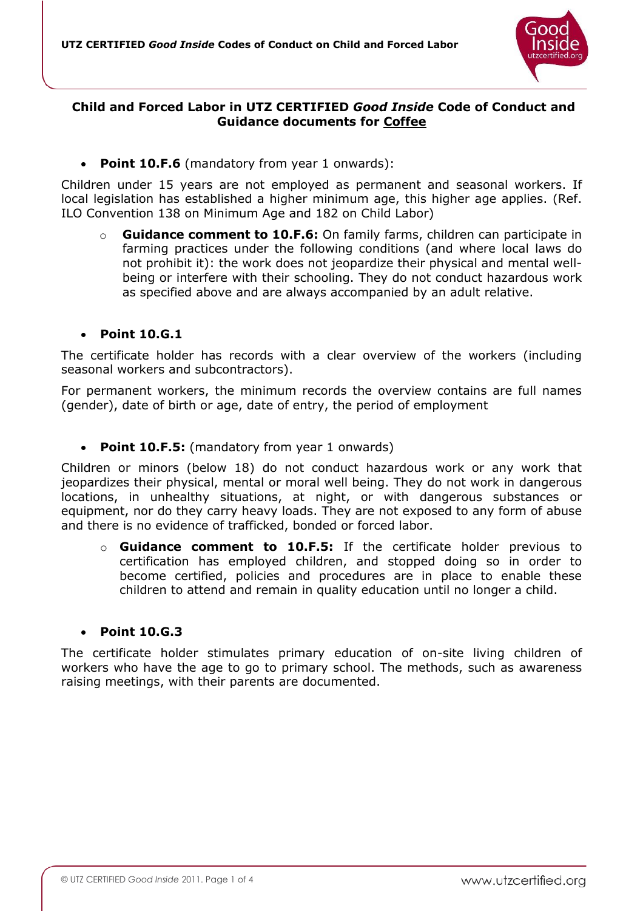**Child and Forced Labor in UTZ CERTIFIED *Good Inside* Code of Conduct and Guidance documents for Coffee**

- **Point 10.F.6** (mandatory from year 1 onwards):

Children under 15 years are not employed as permanent and seasonal workers. If local legislation has established a higher minimum age, this higher age applies. (Ref. ILO Convention 138 on Minimum Age and 182 on Child Labor)

  - **Guidance comment to 10.F.6:** On family farms, children can participate in farming practices under the following conditions (and where local laws do not prohibit it): the work does not jeopardize their physical and mental well-being or interfere with their schooling. They do not conduct hazardous work as specified above and are always accompanied by an adult relative.

- **Point 10.G.1**

The certificate holder has records with a clear overview of the workers (including seasonal workers and subcontractors).

For permanent workers, the minimum records the overview contains are full names (gender), date of birth or age, date of entry, the period of employment

- **Point 10.F.5:** (mandatory from year 1 onwards)

Children or minors (below 18) do not conduct hazardous work or any work that jeopardizes their physical, mental or moral well being. They do not work in dangerous locations, in unhealthy situations, at night, or with dangerous substances or equipment, nor do they carry heavy loads. They are not exposed to any form of abuse and there is no evidence of trafficked, bonded or forced labor.

  - **Guidance comment to 10.F.5:** If the certificate holder previous to certification has employed children, and stopped doing so in order to become certified, policies and procedures are in place to enable these children to attend and remain in quality education until no longer a child.

- **Point 10.G.3**

The certificate holder stimulates primary education of on-site living children of workers who have the age to go to primary school. The methods, such as awareness raising meetings, with their parents are documented.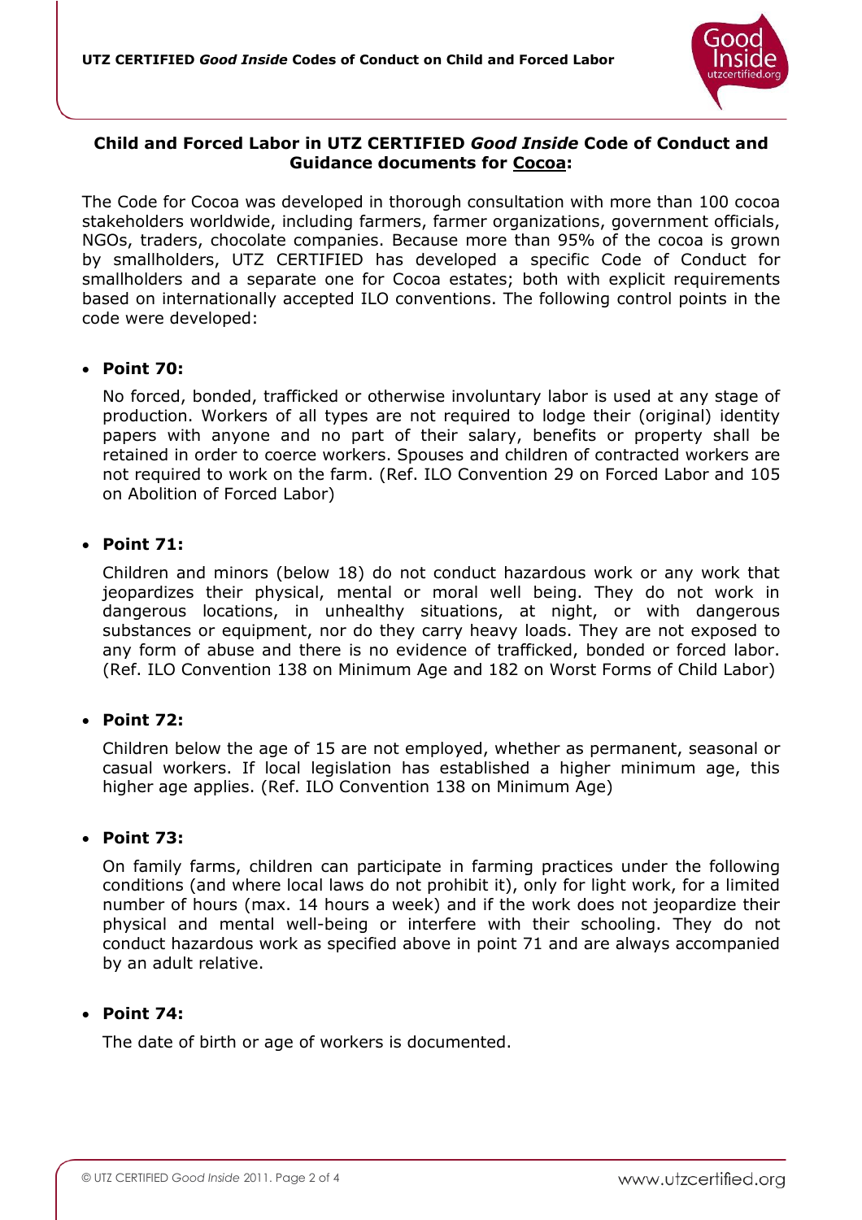## Child and Forced Labor in UTZ CERTIFIED *Good Inside* Code of Conduct and Guidance documents for Cocoa:

The Code for Cocoa was developed in thorough consultation with more than 100 cocoa stakeholders worldwide, including farmers, farmer organizations, government officials, NGOs, traders, chocolate companies. Because more than 95% of the cocoa is grown by smallholders, UTZ CERTIFIED has developed a specific Code of Conduct for smallholders and a separate one for Cocoa estates; both with explicit requirements based on internationally accepted ILO conventions. The following control points in the code were developed:

- **Point 70:**

  No forced, bonded, trafficked or otherwise involuntary labor is used at any stage of production. Workers of all types are not required to lodge their (original) identity papers with anyone and no part of their salary, benefits or property shall be retained in order to coerce workers. Spouses and children of contracted workers are not required to work on the farm. (Ref. ILO Convention 29 on Forced Labor and 105 on Abolition of Forced Labor)

- **Point 71:**

  Children and minors (below 18) do not conduct hazardous work or any work that jeopardizes their physical, mental or moral well being. They do not work in dangerous locations, in unhealthy situations, at night, or with dangerous substances or equipment, nor do they carry heavy loads. They are not exposed to any form of abuse and there is no evidence of trafficked, bonded or forced labor. (Ref. ILO Convention 138 on Minimum Age and 182 on Worst Forms of Child Labor)

- **Point 72:**

  Children below the age of 15 are not employed, whether as permanent, seasonal or casual workers. If local legislation has established a higher minimum age, this higher age applies. (Ref. ILO Convention 138 on Minimum Age)

- **Point 73:**

  On family farms, children can participate in farming practices under the following conditions (and where local laws do not prohibit it), only for light work, for a limited number of hours (max. 14 hours a week) and if the work does not jeopardize their physical and mental well-being or interfere with their schooling. They do not conduct hazardous work as specified above in point 71 and are always accompanied by an adult relative.

- **Point 74:**

  The date of birth or age of workers is documented.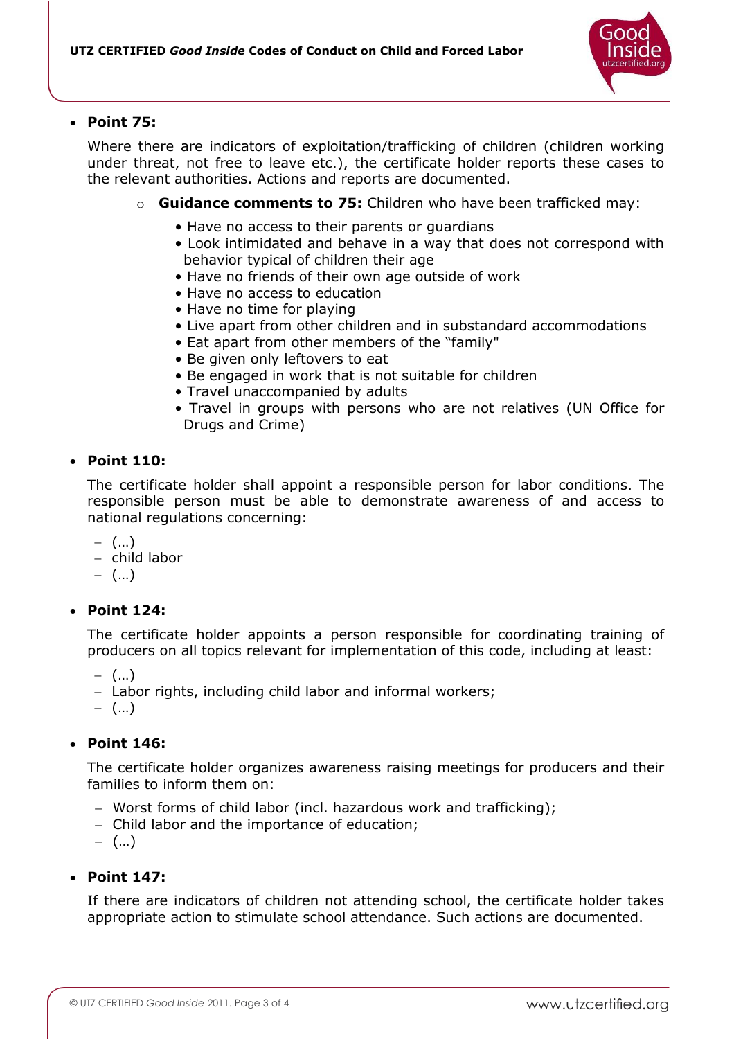- **Point 75:**

  Where there are indicators of exploitation/trafficking of children (children working under threat, not free to leave etc.), the certificate holder reports these cases to the relevant authorities. Actions and reports are documented.

  - **Guidance comments to 75:** Children who have been trafficked may:
    - Have no access to their parents or guardians
    - Look intimidated and behave in a way that does not correspond with behavior typical of children their age
    - Have no friends of their own age outside of work
    - Have no access to education
    - Have no time for playing
    - Live apart from other children and in substandard accommodations
    - Eat apart from other members of the "family"
    - Be given only leftovers to eat
    - Be engaged in work that is not suitable for children
    - Travel unaccompanied by adults
    - Travel in groups with persons who are not relatives (UN Office for Drugs and Crime)

- **Point 110:**

  The certificate holder shall appoint a responsible person for labor conditions. The responsible person must be able to demonstrate awareness of and access to national regulations concerning:

  - (…)
  - child labor
  - (…)

- **Point 124:**

  The certificate holder appoints a person responsible for coordinating training of producers on all topics relevant for implementation of this code, including at least:

  - (…)
  - Labor rights, including child labor and informal workers;
  - (…)

- **Point 146:**

  The certificate holder organizes awareness raising meetings for producers and their families to inform them on:

  - Worst forms of child labor (incl. hazardous work and trafficking);
  - Child labor and the importance of education;
  - (…)

- **Point 147:**

  If there are indicators of children not attending school, the certificate holder takes appropriate action to stimulate school attendance. Such actions are documented.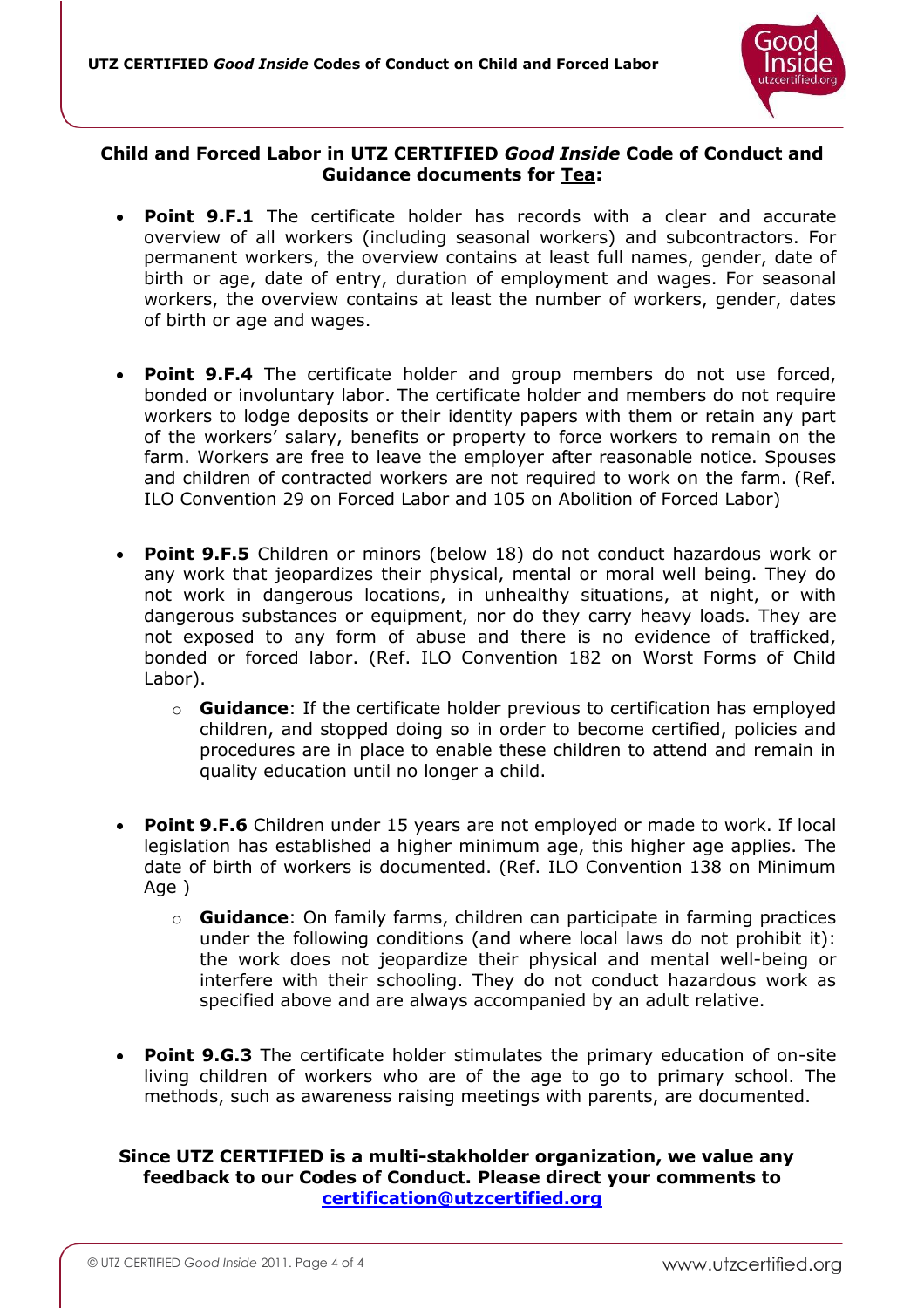## Child and Forced Labor in UTZ CERTIFIED *Good Inside* Code of Conduct and Guidance documents for Tea:

- **Point 9.F.1** The certificate holder has records with a clear and accurate overview of all workers (including seasonal workers) and subcontractors. For permanent workers, the overview contains at least full names, gender, date of birth or age, date of entry, duration of employment and wages. For seasonal workers, the overview contains at least the number of workers, gender, dates of birth or age and wages.

- **Point 9.F.4** The certificate holder and group members do not use forced, bonded or involuntary labor. The certificate holder and members do not require workers to lodge deposits or their identity papers with them or retain any part of the workers' salary, benefits or property to force workers to remain on the farm. Workers are free to leave the employer after reasonable notice. Spouses and children of contracted workers are not required to work on the farm. (Ref. ILO Convention 29 on Forced Labor and 105 on Abolition of Forced Labor)

- **Point 9.F.5** Children or minors (below 18) do not conduct hazardous work or any work that jeopardizes their physical, mental or moral well being. They do not work in dangerous locations, in unhealthy situations, at night, or with dangerous substances or equipment, nor do they carry heavy loads. They are not exposed to any form of abuse and there is no evidence of trafficked, bonded or forced labor. (Ref. ILO Convention 182 on Worst Forms of Child Labor).
  - **Guidance**: If the certificate holder previous to certification has employed children, and stopped doing so in order to become certified, policies and procedures are in place to enable these children to attend and remain in quality education until no longer a child.

- **Point 9.F.6** Children under 15 years are not employed or made to work. If local legislation has established a higher minimum age, this higher age applies. The date of birth of workers is documented. (Ref. ILO Convention 138 on Minimum Age )
  - **Guidance**: On family farms, children can participate in farming practices under the following conditions (and where local laws do not prohibit it): the work does not jeopardize their physical and mental well-being or interfere with their schooling. They do not conduct hazardous work as specified above and are always accompanied by an adult relative.

- **Point 9.G.3** The certificate holder stimulates the primary education of on-site living children of workers who are of the age to go to primary school. The methods, such as awareness raising meetings with parents, are documented.

**Since UTZ CERTIFIED is a multi-stakholder organization, we value any feedback to our Codes of Conduct. Please direct your comments to [certification@utzcertified.org](mailto:certification@utzcertified.org)**